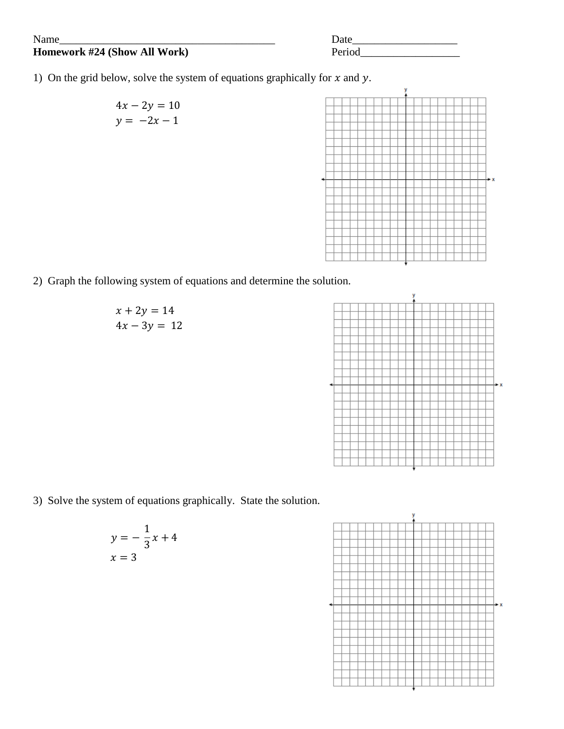Name________________________________________ Date___________________

**Homework #24 (Show All Work)** Period__________________

1) On the grid below, solve the system of equations graphically for $x$ and $y$.

$$4x - 2y = 10$$
$$y = -2x - 1$$

2) Graph the following system of equations and determine the solution.

$$x + 2y = 14$$
$$4x - 3y = 12$$

3) Solve the system of equations graphically. State the solution.

$$y = -\frac{1}{3}x + 4$$
$$x = 3$$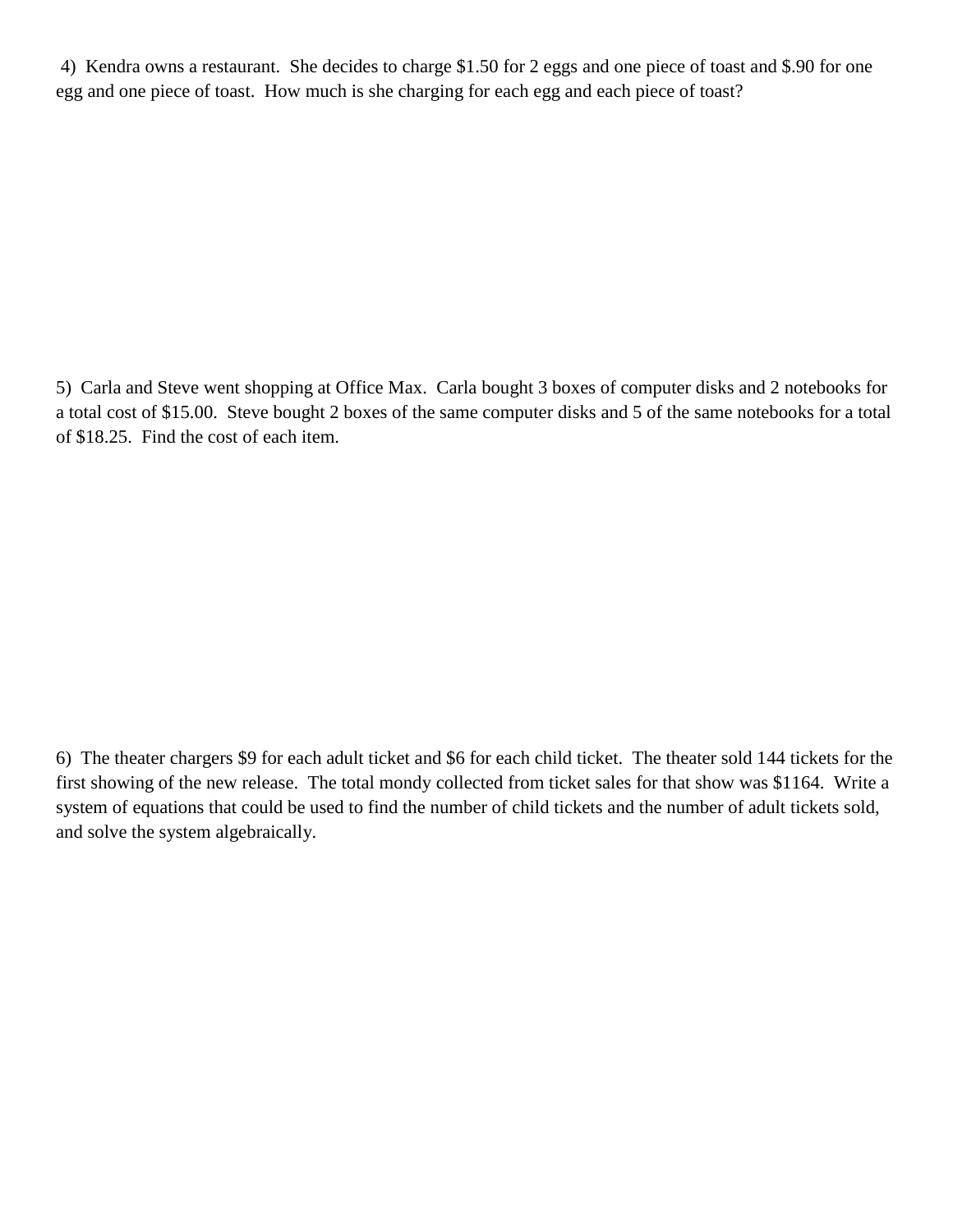4) Kendra owns a restaurant. She decides to charge $1.50 for 2 eggs and one piece of toast and $.90 for one egg and one piece of toast. How much is she charging for each egg and each piece of toast?

5) Carla and Steve went shopping at Office Max. Carla bought 3 boxes of computer disks and 2 notebooks for a total cost of $15.00. Steve bought 2 boxes of the same computer disks and 5 of the same notebooks for a total of $18.25. Find the cost of each item.

6) The theater chargers $9 for each adult ticket and $6 for each child ticket. The theater sold 144 tickets for the first showing of the new release. The total mondy collected from ticket sales for that show was $1164. Write a system of equations that could be used to find the number of child tickets and the number of adult tickets sold, and solve the system algebraically.